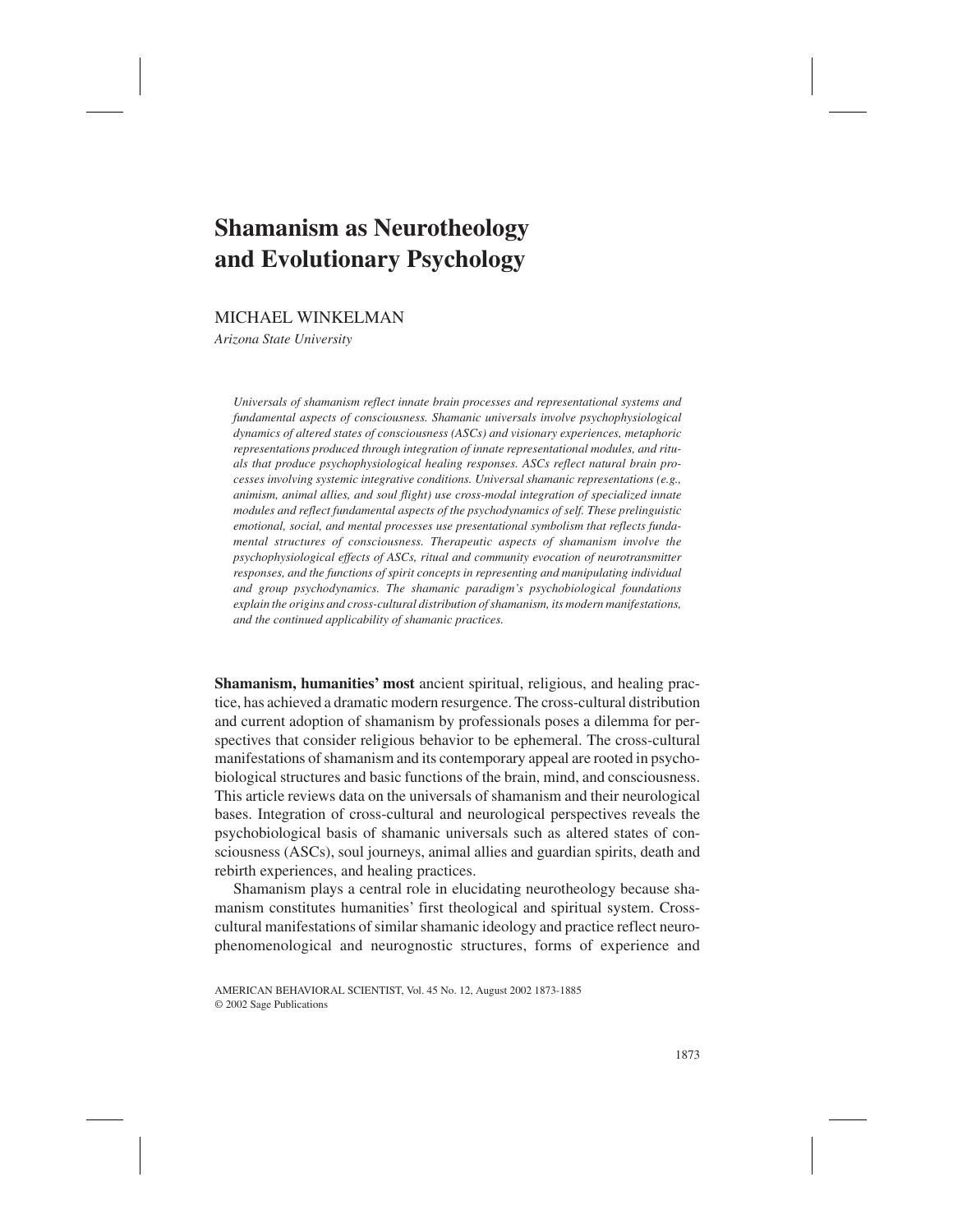# Shamanism as Neurotheology and Evolutionary Psychology

MICHAEL WINKELMAN

*Arizona State University*

*Universals of shamanism reflect innate brain processes and representational systems and fundamental aspects of consciousness. Shamanic universals involve psychophysiological dynamics of altered states of consciousness (ASCs) and visionary experiences, metaphoric representations produced through integration of innate representational modules, and rituals that produce psychophysiological healing responses. ASCs reflect natural brain processes involving systemic integrative conditions. Universal shamanic representations (e.g., animism, animal allies, and soul flight) use cross-modal integration of specialized innate modules and reflect fundamental aspects of the psychodynamics of self. These prelinguistic emotional, social, and mental processes use presentational symbolism that reflects fundamental structures of consciousness. Therapeutic aspects of shamanism involve the psychophysiological effects of ASCs, ritual and community evocation of neurotransmitter responses, and the functions of spirit concepts in representing and manipulating individual and group psychodynamics. The shamanic paradigm's psychobiological foundations explain the origins and cross-cultural distribution of shamanism, its modern manifestations, and the continued applicability of shamanic practices.*

**Shamanism, humanities' most** ancient spiritual, religious, and healing practice, has achieved a dramatic modern resurgence. The cross-cultural distribution and current adoption of shamanism by professionals poses a dilemma for perspectives that consider religious behavior to be ephemeral. The cross-cultural manifestations of shamanism and its contemporary appeal are rooted in psychobiological structures and basic functions of the brain, mind, and consciousness. This article reviews data on the universals of shamanism and their neurological bases. Integration of cross-cultural and neurological perspectives reveals the psychobiological basis of shamanic universals such as altered states of consciousness (ASCs), soul journeys, animal allies and guardian spirits, death and rebirth experiences, and healing practices.

Shamanism plays a central role in elucidating neurotheology because shamanism constitutes humanities' first theological and spiritual system. Cross-cultural manifestations of similar shamanic ideology and practice reflect neurophenomenological and neurognostic structures, forms of experience and

AMERICAN BEHAVIORAL SCIENTIST, Vol. 45 No. 12, August 2002 1873-1885
© 2002 Sage Publications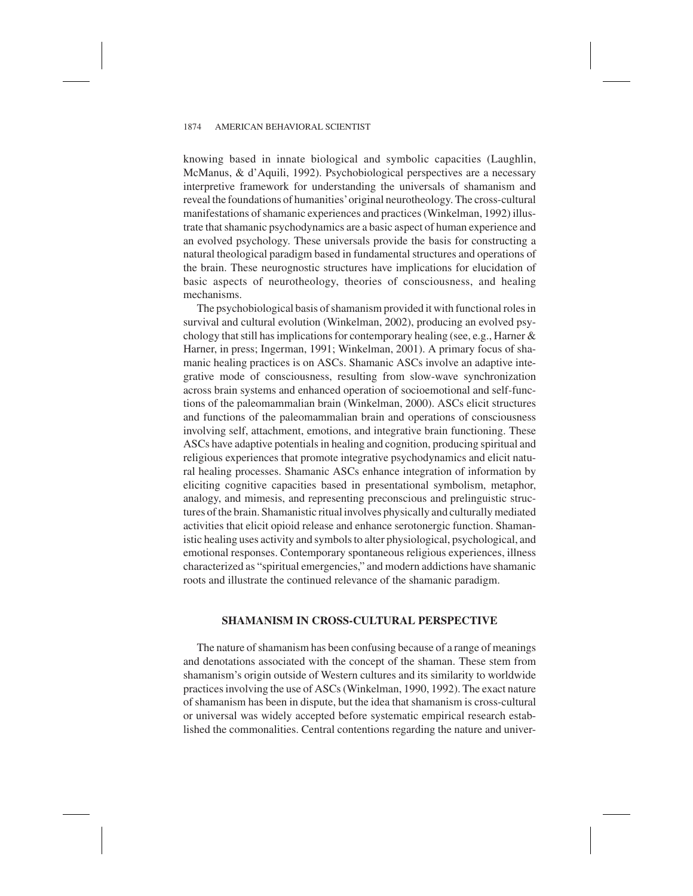knowing based in innate biological and symbolic capacities (Laughlin, McManus, & d'Aquili, 1992). Psychobiological perspectives are a necessary interpretive framework for understanding the universals of shamanism and reveal the foundations of humanities' original neurotheology. The cross-cultural manifestations of shamanic experiences and practices (Winkelman, 1992) illustrate that shamanic psychodynamics are a basic aspect of human experience and an evolved psychology. These universals provide the basis for constructing a natural theological paradigm based in fundamental structures and operations of the brain. These neurognostic structures have implications for elucidation of basic aspects of neurotheology, theories of consciousness, and healing mechanisms.

The psychobiological basis of shamanism provided it with functional roles in survival and cultural evolution (Winkelman, 2002), producing an evolved psychology that still has implications for contemporary healing (see, e.g., Harner & Harner, in press; Ingerman, 1991; Winkelman, 2001). A primary focus of shamanic healing practices is on ASCs. Shamanic ASCs involve an adaptive integrative mode of consciousness, resulting from slow-wave synchronization across brain systems and enhanced operation of socioemotional and self-functions of the paleomammalian brain (Winkelman, 2000). ASCs elicit structures and functions of the paleomammalian brain and operations of consciousness involving self, attachment, emotions, and integrative brain functioning. These ASCs have adaptive potentials in healing and cognition, producing spiritual and religious experiences that promote integrative psychodynamics and elicit natural healing processes. Shamanic ASCs enhance integration of information by eliciting cognitive capacities based in presentational symbolism, metaphor, analogy, and mimesis, and representing preconscious and prelinguistic structures of the brain. Shamanistic ritual involves physically and culturally mediated activities that elicit opioid release and enhance serotonergic function. Shamanistic healing uses activity and symbols to alter physiological, psychological, and emotional responses. Contemporary spontaneous religious experiences, illness characterized as "spiritual emergencies," and modern addictions have shamanic roots and illustrate the continued relevance of the shamanic paradigm.

## SHAMANISM IN CROSS-CULTURAL PERSPECTIVE

The nature of shamanism has been confusing because of a range of meanings and denotations associated with the concept of the shaman. These stem from shamanism's origin outside of Western cultures and its similarity to worldwide practices involving the use of ASCs (Winkelman, 1990, 1992). The exact nature of shamanism has been in dispute, but the idea that shamanism is cross-cultural or universal was widely accepted before systematic empirical research established the commonalities. Central contentions regarding the nature and univer-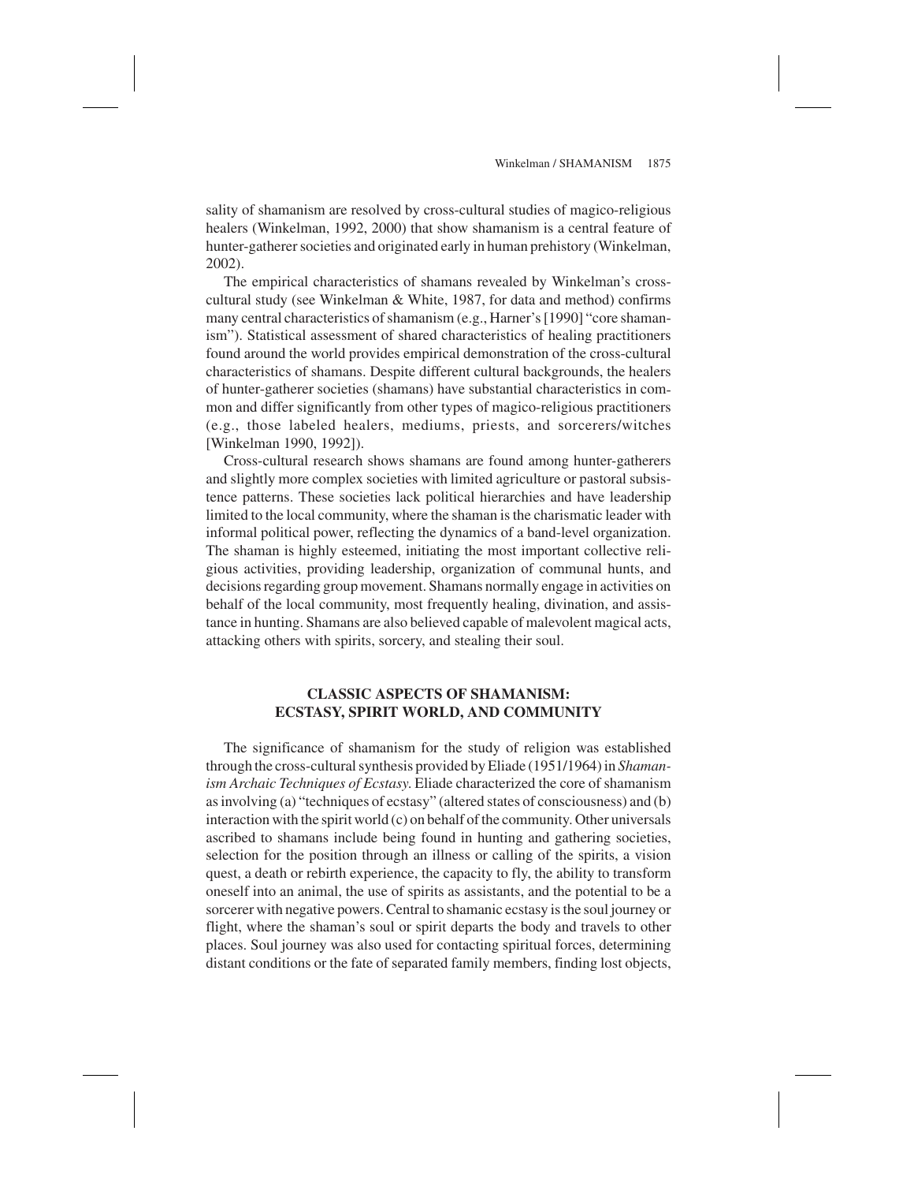sality of shamanism are resolved by cross-cultural studies of magico-religious healers (Winkelman, 1992, 2000) that show shamanism is a central feature of hunter-gatherer societies and originated early in human prehistory (Winkelman, 2002).

The empirical characteristics of shamans revealed by Winkelman's cross-cultural study (see Winkelman & White, 1987, for data and method) confirms many central characteristics of shamanism (e.g., Harner's [1990] "core shamanism"). Statistical assessment of shared characteristics of healing practitioners found around the world provides empirical demonstration of the cross-cultural characteristics of shamans. Despite different cultural backgrounds, the healers of hunter-gatherer societies (shamans) have substantial characteristics in common and differ significantly from other types of magico-religious practitioners (e.g., those labeled healers, mediums, priests, and sorcerers/witches [Winkelman 1990, 1992]).

Cross-cultural research shows shamans are found among hunter-gatherers and slightly more complex societies with limited agriculture or pastoral subsistence patterns. These societies lack political hierarchies and have leadership limited to the local community, where the shaman is the charismatic leader with informal political power, reflecting the dynamics of a band-level organization. The shaman is highly esteemed, initiating the most important collective religious activities, providing leadership, organization of communal hunts, and decisions regarding group movement. Shamans normally engage in activities on behalf of the local community, most frequently healing, divination, and assistance in hunting. Shamans are also believed capable of malevolent magical acts, attacking others with spirits, sorcery, and stealing their soul.

## CLASSIC ASPECTS OF SHAMANISM: ECSTASY, SPIRIT WORLD, AND COMMUNITY

The significance of shamanism for the study of religion was established through the cross-cultural synthesis provided by Eliade (1951/1964) in *Shamanism Archaic Techniques of Ecstasy*. Eliade characterized the core of shamanism as involving (a) "techniques of ecstasy" (altered states of consciousness) and (b) interaction with the spirit world (c) on behalf of the community. Other universals ascribed to shamans include being found in hunting and gathering societies, selection for the position through an illness or calling of the spirits, a vision quest, a death or rebirth experience, the capacity to fly, the ability to transform oneself into an animal, the use of spirits as assistants, and the potential to be a sorcerer with negative powers. Central to shamanic ecstasy is the soul journey or flight, where the shaman's soul or spirit departs the body and travels to other places. Soul journey was also used for contacting spiritual forces, determining distant conditions or the fate of separated family members, finding lost objects,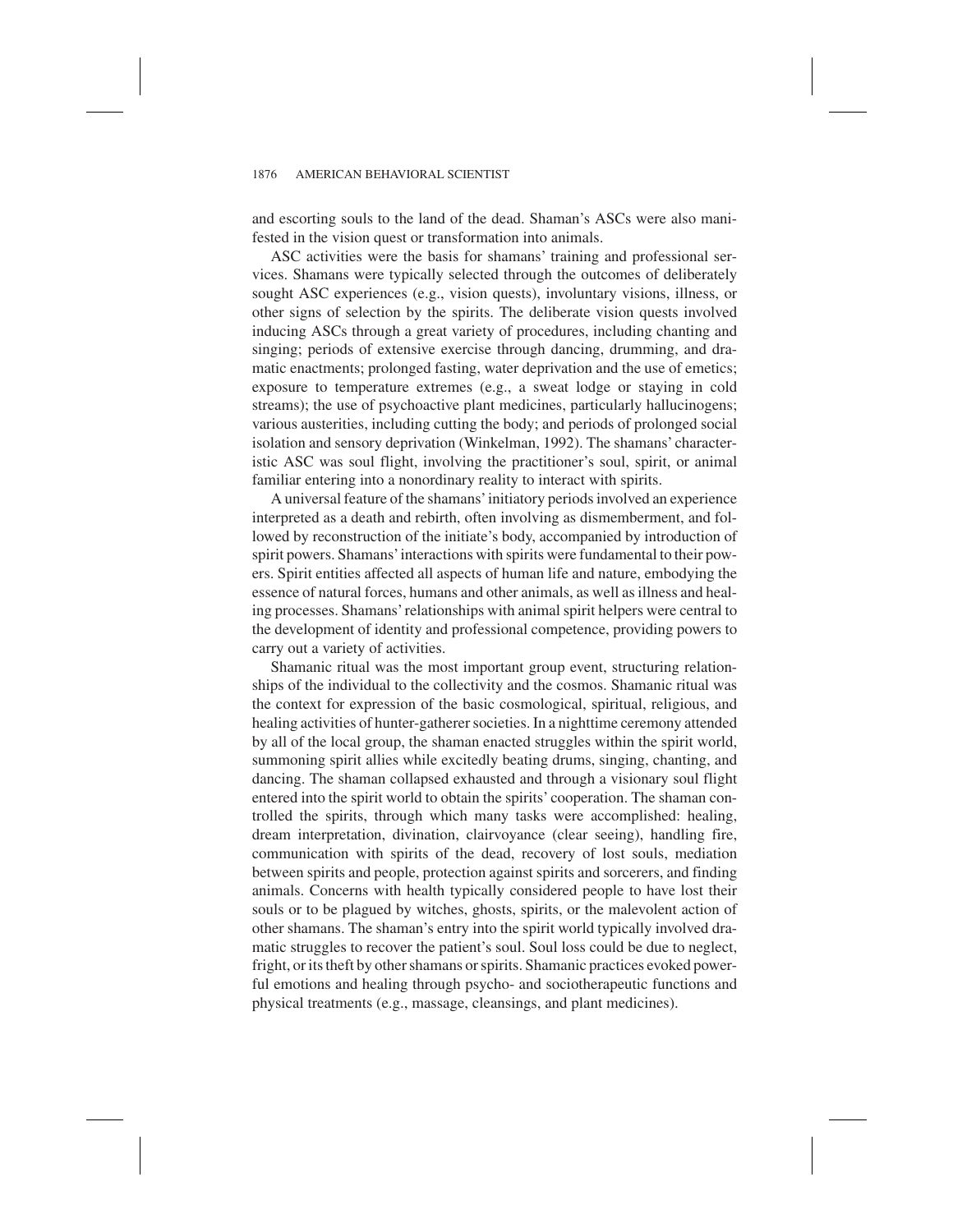and escorting souls to the land of the dead. Shaman's ASCs were also manifested in the vision quest or transformation into animals.

ASC activities were the basis for shamans' training and professional services. Shamans were typically selected through the outcomes of deliberately sought ASC experiences (e.g., vision quests), involuntary visions, illness, or other signs of selection by the spirits. The deliberate vision quests involved inducing ASCs through a great variety of procedures, including chanting and singing; periods of extensive exercise through dancing, drumming, and dramatic enactments; prolonged fasting, water deprivation and the use of emetics; exposure to temperature extremes (e.g., a sweat lodge or staying in cold streams); the use of psychoactive plant medicines, particularly hallucinogens; various austerities, including cutting the body; and periods of prolonged social isolation and sensory deprivation (Winkelman, 1992). The shamans' characteristic ASC was soul flight, involving the practitioner's soul, spirit, or animal familiar entering into a nonordinary reality to interact with spirits.

A universal feature of the shamans' initiatory periods involved an experience interpreted as a death and rebirth, often involving as dismemberment, and followed by reconstruction of the initiate's body, accompanied by introduction of spirit powers. Shamans' interactions with spirits were fundamental to their powers. Spirit entities affected all aspects of human life and nature, embodying the essence of natural forces, humans and other animals, as well as illness and healing processes. Shamans' relationships with animal spirit helpers were central to the development of identity and professional competence, providing powers to carry out a variety of activities.

Shamanic ritual was the most important group event, structuring relationships of the individual to the collectivity and the cosmos. Shamanic ritual was the context for expression of the basic cosmological, spiritual, religious, and healing activities of hunter-gatherer societies. In a nighttime ceremony attended by all of the local group, the shaman enacted struggles within the spirit world, summoning spirit allies while excitedly beating drums, singing, chanting, and dancing. The shaman collapsed exhausted and through a visionary soul flight entered into the spirit world to obtain the spirits' cooperation. The shaman controlled the spirits, through which many tasks were accomplished: healing, dream interpretation, divination, clairvoyance (clear seeing), handling fire, communication with spirits of the dead, recovery of lost souls, mediation between spirits and people, protection against spirits and sorcerers, and finding animals. Concerns with health typically considered people to have lost their souls or to be plagued by witches, ghosts, spirits, or the malevolent action of other shamans. The shaman's entry into the spirit world typically involved dramatic struggles to recover the patient's soul. Soul loss could be due to neglect, fright, or its theft by other shamans or spirits. Shamanic practices evoked powerful emotions and healing through psycho- and sociotherapeutic functions and physical treatments (e.g., massage, cleansings, and plant medicines).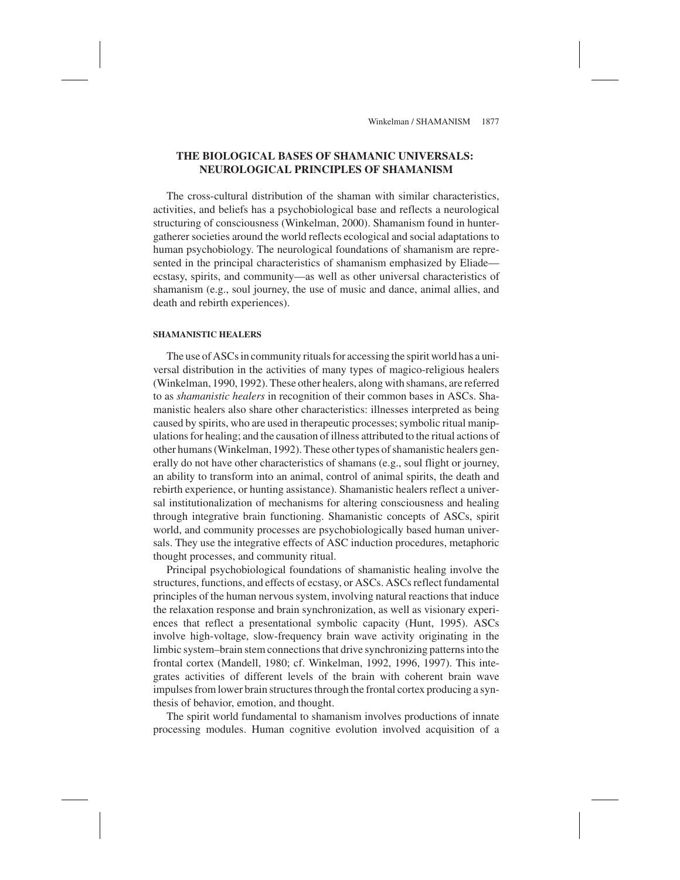## THE BIOLOGICAL BASES OF SHAMANIC UNIVERSALS: NEUROLOGICAL PRINCIPLES OF SHAMANISM

The cross-cultural distribution of the shaman with similar characteristics, activities, and beliefs has a psychobiological base and reflects a neurological structuring of consciousness (Winkelman, 2000). Shamanism found in hunter-gatherer societies around the world reflects ecological and social adaptations to human psychobiology. The neurological foundations of shamanism are represented in the principal characteristics of shamanism emphasized by Eliade—ecstasy, spirits, and community—as well as other universal characteristics of shamanism (e.g., soul journey, the use of music and dance, animal allies, and death and rebirth experiences).

### SHAMANISTIC HEALERS

The use of ASCs in community rituals for accessing the spirit world has a universal distribution in the activities of many types of magico-religious healers (Winkelman, 1990, 1992). These other healers, along with shamans, are referred to as *shamanistic healers* in recognition of their common bases in ASCs. Shamanistic healers also share other characteristics: illnesses interpreted as being caused by spirits, who are used in therapeutic processes; symbolic ritual manipulations for healing; and the causation of illness attributed to the ritual actions of other humans (Winkelman, 1992). These other types of shamanistic healers generally do not have other characteristics of shamans (e.g., soul flight or journey, an ability to transform into an animal, control of animal spirits, the death and rebirth experience, or hunting assistance). Shamanistic healers reflect a universal institutionalization of mechanisms for altering consciousness and healing through integrative brain functioning. Shamanistic concepts of ASCs, spirit world, and community processes are psychobiologically based human universals. They use the integrative effects of ASC induction procedures, metaphoric thought processes, and community ritual.

Principal psychobiological foundations of shamanistic healing involve the structures, functions, and effects of ecstasy, or ASCs. ASCs reflect fundamental principles of the human nervous system, involving natural reactions that induce the relaxation response and brain synchronization, as well as visionary experiences that reflect a presentational symbolic capacity (Hunt, 1995). ASCs involve high-voltage, slow-frequency brain wave activity originating in the limbic system–brain stem connections that drive synchronizing patterns into the frontal cortex (Mandell, 1980; cf. Winkelman, 1992, 1996, 1997). This integrates activities of different levels of the brain with coherent brain wave impulses from lower brain structures through the frontal cortex producing a synthesis of behavior, emotion, and thought.

The spirit world fundamental to shamanism involves productions of innate processing modules. Human cognitive evolution involved acquisition of a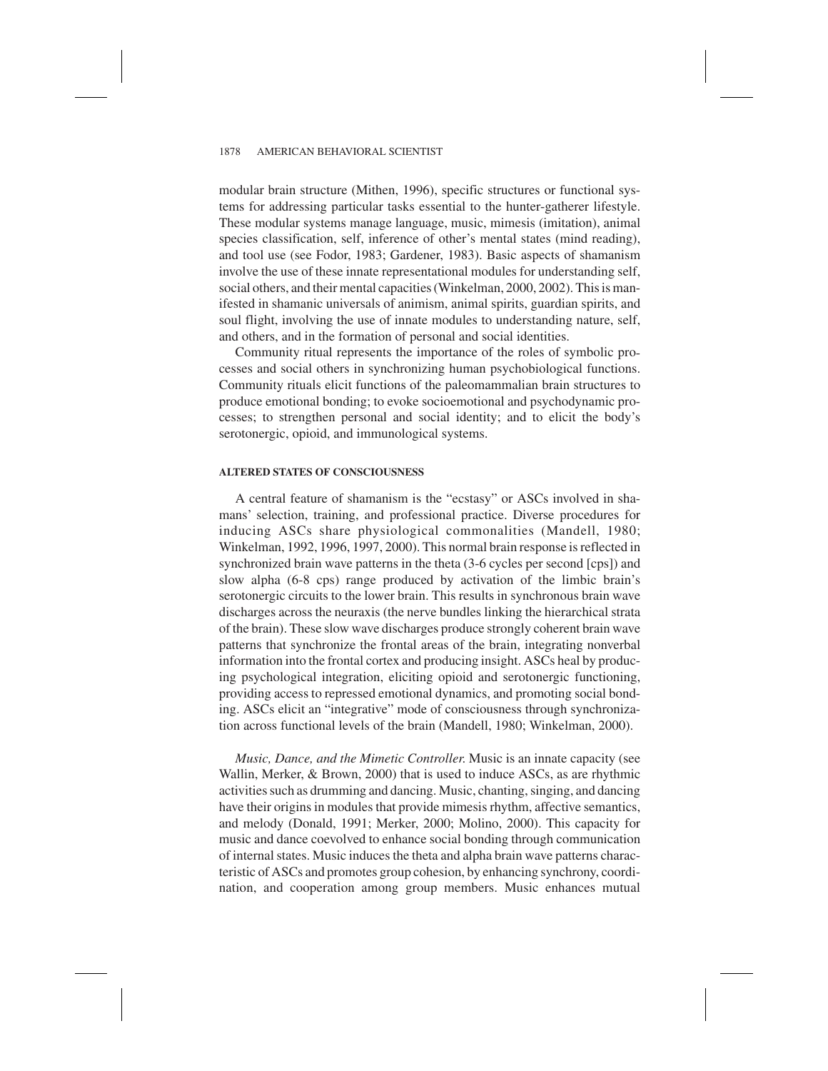modular brain structure (Mithen, 1996), specific structures or functional systems for addressing particular tasks essential to the hunter-gatherer lifestyle. These modular systems manage language, music, mimesis (imitation), animal species classification, self, inference of other's mental states (mind reading), and tool use (see Fodor, 1983; Gardener, 1983). Basic aspects of shamanism involve the use of these innate representational modules for understanding self, social others, and their mental capacities (Winkelman, 2000, 2002). This is manifested in shamanic universals of animism, animal spirits, guardian spirits, and soul flight, involving the use of innate modules to understanding nature, self, and others, and in the formation of personal and social identities.

Community ritual represents the importance of the roles of symbolic processes and social others in synchronizing human psychobiological functions. Community rituals elicit functions of the paleomammalian brain structures to produce emotional bonding; to evoke socioemotional and psychodynamic processes; to strengthen personal and social identity; and to elicit the body's serotonergic, opioid, and immunological systems.

#### ALTERED STATES OF CONSCIOUSNESS

A central feature of shamanism is the "ecstasy" or ASCs involved in shamans' selection, training, and professional practice. Diverse procedures for inducing ASCs share physiological commonalities (Mandell, 1980; Winkelman, 1992, 1996, 1997, 2000). This normal brain response is reflected in synchronized brain wave patterns in the theta (3-6 cycles per second [cps]) and slow alpha (6-8 cps) range produced by activation of the limbic brain's serotonergic circuits to the lower brain. This results in synchronous brain wave discharges across the neuraxis (the nerve bundles linking the hierarchical strata of the brain). These slow wave discharges produce strongly coherent brain wave patterns that synchronize the frontal areas of the brain, integrating nonverbal information into the frontal cortex and producing insight. ASCs heal by producing psychological integration, eliciting opioid and serotonergic functioning, providing access to repressed emotional dynamics, and promoting social bonding. ASCs elicit an "integrative" mode of consciousness through synchronization across functional levels of the brain (Mandell, 1980; Winkelman, 2000).

*Music, Dance, and the Mimetic Controller.* Music is an innate capacity (see Wallin, Merker, & Brown, 2000) that is used to induce ASCs, as are rhythmic activities such as drumming and dancing. Music, chanting, singing, and dancing have their origins in modules that provide mimesis rhythm, affective semantics, and melody (Donald, 1991; Merker, 2000; Molino, 2000). This capacity for music and dance coevolved to enhance social bonding through communication of internal states. Music induces the theta and alpha brain wave patterns characteristic of ASCs and promotes group cohesion, by enhancing synchrony, coordination, and cooperation among group members. Music enhances mutual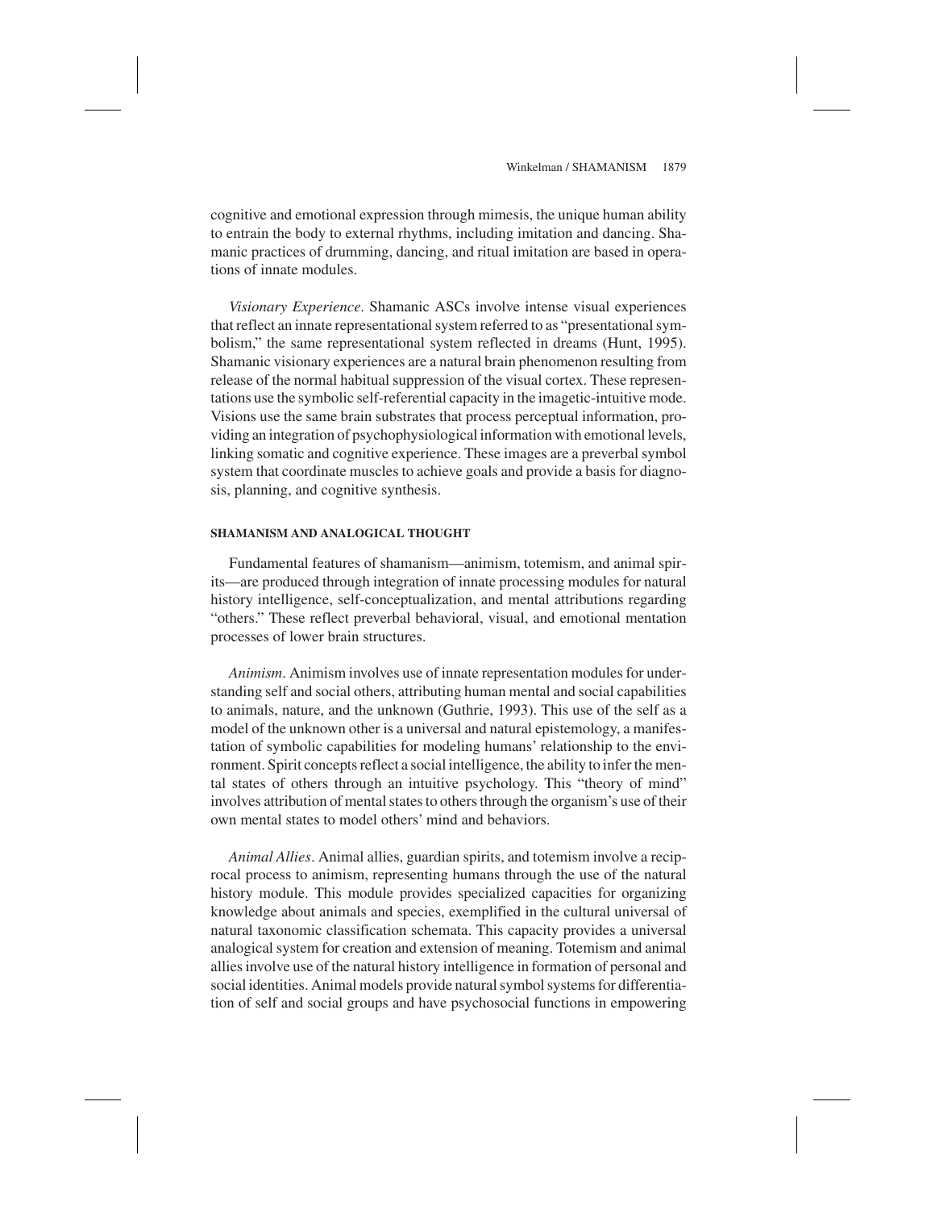cognitive and emotional expression through mimesis, the unique human ability to entrain the body to external rhythms, including imitation and dancing. Shamanic practices of drumming, dancing, and ritual imitation are based in operations of innate modules.

*Visionary Experience*. Shamanic ASCs involve intense visual experiences that reflect an innate representational system referred to as "presentational symbolism," the same representational system reflected in dreams (Hunt, 1995). Shamanic visionary experiences are a natural brain phenomenon resulting from release of the normal habitual suppression of the visual cortex. These representations use the symbolic self-referential capacity in the imagetic-intuitive mode. Visions use the same brain substrates that process perceptual information, providing an integration of psychophysiological information with emotional levels, linking somatic and cognitive experience. These images are a preverbal symbol system that coordinate muscles to achieve goals and provide a basis for diagnosis, planning, and cognitive synthesis.

#### SHAMANISM AND ANALOGICAL THOUGHT

Fundamental features of shamanism—animism, totemism, and animal spirits—are produced through integration of innate processing modules for natural history intelligence, self-conceptualization, and mental attributions regarding "others." These reflect preverbal behavioral, visual, and emotional mentation processes of lower brain structures.

*Animism*. Animism involves use of innate representation modules for understanding self and social others, attributing human mental and social capabilities to animals, nature, and the unknown (Guthrie, 1993). This use of the self as a model of the unknown other is a universal and natural epistemology, a manifestation of symbolic capabilities for modeling humans' relationship to the environment. Spirit concepts reflect a social intelligence, the ability to infer the mental states of others through an intuitive psychology. This "theory of mind" involves attribution of mental states to others through the organism's use of their own mental states to model others' mind and behaviors.

*Animal Allies*. Animal allies, guardian spirits, and totemism involve a reciprocal process to animism, representing humans through the use of the natural history module. This module provides specialized capacities for organizing knowledge about animals and species, exemplified in the cultural universal of natural taxonomic classification schemata. This capacity provides a universal analogical system for creation and extension of meaning. Totemism and animal allies involve use of the natural history intelligence in formation of personal and social identities. Animal models provide natural symbol systems for differentiation of self and social groups and have psychosocial functions in empowering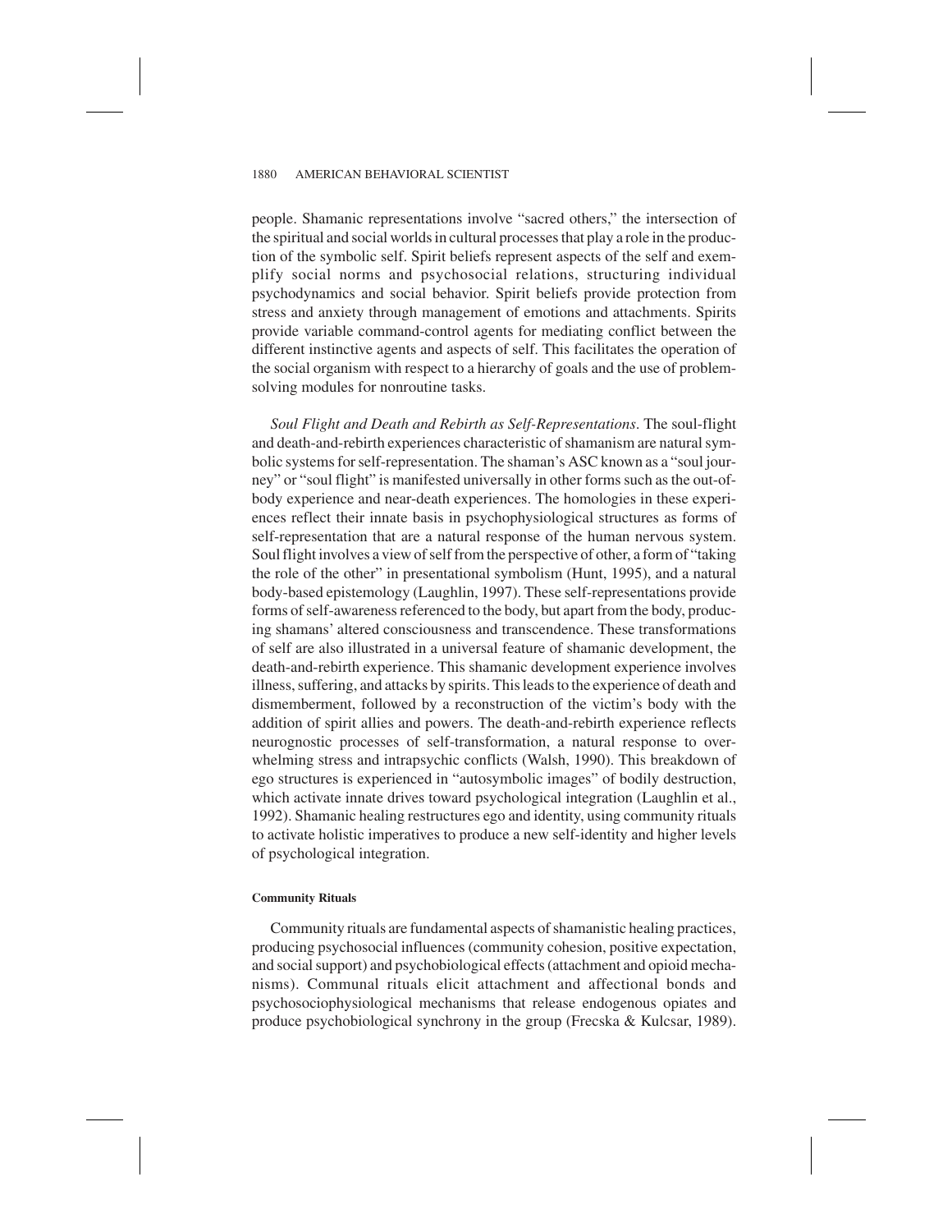people. Shamanic representations involve "sacred others," the intersection of the spiritual and social worlds in cultural processes that play a role in the production of the symbolic self. Spirit beliefs represent aspects of the self and exemplify social norms and psychosocial relations, structuring individual psychodynamics and social behavior. Spirit beliefs provide protection from stress and anxiety through management of emotions and attachments. Spirits provide variable command-control agents for mediating conflict between the different instinctive agents and aspects of self. This facilitates the operation of the social organism with respect to a hierarchy of goals and the use of problem-solving modules for nonroutine tasks.

*Soul Flight and Death and Rebirth as Self-Representations*. The soul-flight and death-and-rebirth experiences characteristic of shamanism are natural symbolic systems for self-representation. The shaman's ASC known as a "soul journey" or "soul flight" is manifested universally in other forms such as the out-of-body experience and near-death experiences. The homologies in these experiences reflect their innate basis in psychophysiological structures as forms of self-representation that are a natural response of the human nervous system. Soul flight involves a view of self from the perspective of other, a form of "taking the role of the other" in presentational symbolism (Hunt, 1995), and a natural body-based epistemology (Laughlin, 1997). These self-representations provide forms of self-awareness referenced to the body, but apart from the body, producing shamans' altered consciousness and transcendence. These transformations of self are also illustrated in a universal feature of shamanic development, the death-and-rebirth experience. This shamanic development experience involves illness, suffering, and attacks by spirits. This leads to the experience of death and dismemberment, followed by a reconstruction of the victim's body with the addition of spirit allies and powers. The death-and-rebirth experience reflects neurognostic processes of self-transformation, a natural response to overwhelming stress and intrapsychic conflicts (Walsh, 1990). This breakdown of ego structures is experienced in "autosymbolic images" of bodily destruction, which activate innate drives toward psychological integration (Laughlin et al., 1992). Shamanic healing restructures ego and identity, using community rituals to activate holistic imperatives to produce a new self-identity and higher levels of psychological integration.

#### Community Rituals

Community rituals are fundamental aspects of shamanistic healing practices, producing psychosocial influences (community cohesion, positive expectation, and social support) and psychobiological effects (attachment and opioid mechanisms). Communal rituals elicit attachment and affectional bonds and psychosociophysiological mechanisms that release endogenous opiates and produce psychobiological synchrony in the group (Frecska & Kulcsar, 1989).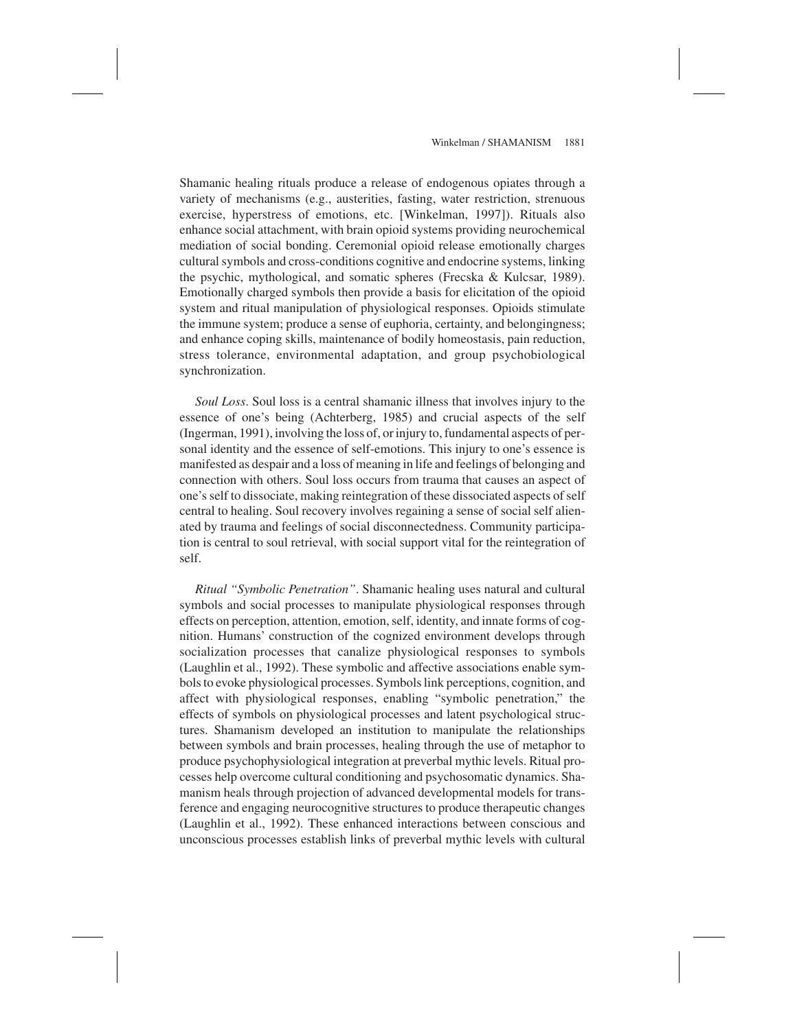Shamanic healing rituals produce a release of endogenous opiates through a variety of mechanisms (e.g., austerities, fasting, water restriction, strenuous exercise, hyperstress of emotions, etc. [Winkelman, 1997]). Rituals also enhance social attachment, with brain opioid systems providing neurochemical mediation of social bonding. Ceremonial opioid release emotionally charges cultural symbols and cross-conditions cognitive and endocrine systems, linking the psychic, mythological, and somatic spheres (Frecska & Kulcsar, 1989). Emotionally charged symbols then provide a basis for elicitation of the opioid system and ritual manipulation of physiological responses. Opioids stimulate the immune system; produce a sense of euphoria, certainty, and belongingness; and enhance coping skills, maintenance of bodily homeostasis, pain reduction, stress tolerance, environmental adaptation, and group psychobiological synchronization.

*Soul Loss*. Soul loss is a central shamanic illness that involves injury to the essence of one's being (Achterberg, 1985) and crucial aspects of the self (Ingerman, 1991), involving the loss of, or injury to, fundamental aspects of personal identity and the essence of self-emotions. This injury to one's essence is manifested as despair and a loss of meaning in life and feelings of belonging and connection with others. Soul loss occurs from trauma that causes an aspect of one's self to dissociate, making reintegration of these dissociated aspects of self central to healing. Soul recovery involves regaining a sense of social self alienated by trauma and feelings of social disconnectedness. Community participation is central to soul retrieval, with social support vital for the reintegration of self.

*Ritual "Symbolic Penetration"*. Shamanic healing uses natural and cultural symbols and social processes to manipulate physiological responses through effects on perception, attention, emotion, self, identity, and innate forms of cognition. Humans' construction of the cognized environment develops through socialization processes that canalize physiological responses to symbols (Laughlin et al., 1992). These symbolic and affective associations enable symbols to evoke physiological processes. Symbols link perceptions, cognition, and affect with physiological responses, enabling "symbolic penetration," the effects of symbols on physiological processes and latent psychological structures. Shamanism developed an institution to manipulate the relationships between symbols and brain processes, healing through the use of metaphor to produce psychophysiological integration at preverbal mythic levels. Ritual processes help overcome cultural conditioning and psychosomatic dynamics. Shamanism heals through projection of advanced developmental models for transference and engaging neurocognitive structures to produce therapeutic changes (Laughlin et al., 1992). These enhanced interactions between conscious and unconscious processes establish links of preverbal mythic levels with cultural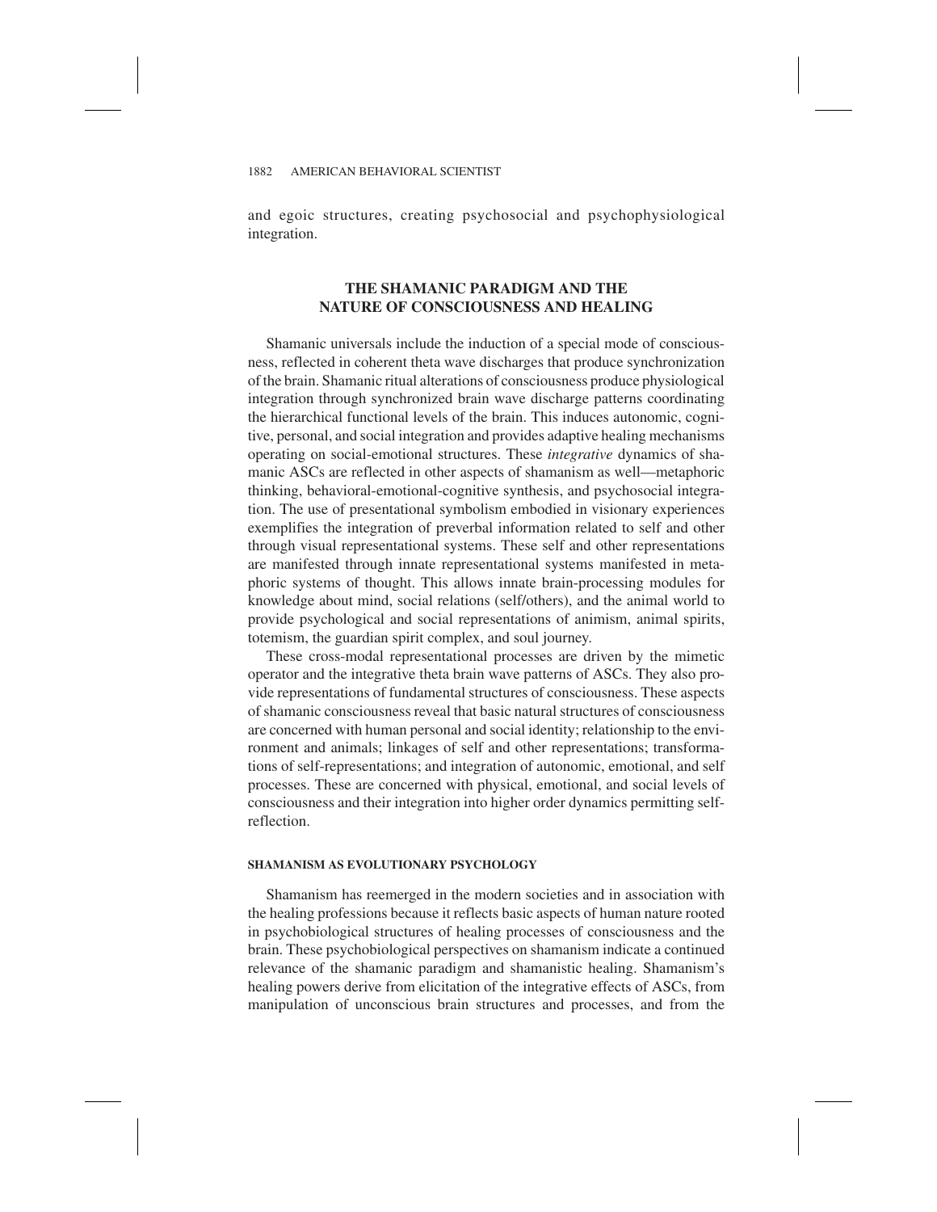and egoic structures, creating psychosocial and psychophysiological integration.

## THE SHAMANIC PARADIGM AND THE NATURE OF CONSCIOUSNESS AND HEALING

Shamanic universals include the induction of a special mode of consciousness, reflected in coherent theta wave discharges that produce synchronization of the brain. Shamanic ritual alterations of consciousness produce physiological integration through synchronized brain wave discharge patterns coordinating the hierarchical functional levels of the brain. This induces autonomic, cognitive, personal, and social integration and provides adaptive healing mechanisms operating on social-emotional structures. These *integrative* dynamics of shamanic ASCs are reflected in other aspects of shamanism as well—metaphoric thinking, behavioral-emotional-cognitive synthesis, and psychosocial integration. The use of presentational symbolism embodied in visionary experiences exemplifies the integration of preverbal information related to self and other through visual representational systems. These self and other representations are manifested through innate representational systems manifested in metaphoric systems of thought. This allows innate brain-processing modules for knowledge about mind, social relations (self/others), and the animal world to provide psychological and social representations of animism, animal spirits, totemism, the guardian spirit complex, and soul journey.

These cross-modal representational processes are driven by the mimetic operator and the integrative theta brain wave patterns of ASCs. They also provide representations of fundamental structures of consciousness. These aspects of shamanic consciousness reveal that basic natural structures of consciousness are concerned with human personal and social identity; relationship to the environment and animals; linkages of self and other representations; transformations of self-representations; and integration of autonomic, emotional, and self processes. These are concerned with physical, emotional, and social levels of consciousness and their integration into higher order dynamics permitting self-reflection.

### SHAMANISM AS EVOLUTIONARY PSYCHOLOGY

Shamanism has reemerged in the modern societies and in association with the healing professions because it reflects basic aspects of human nature rooted in psychobiological structures of healing processes of consciousness and the brain. These psychobiological perspectives on shamanism indicate a continued relevance of the shamanic paradigm and shamanistic healing. Shamanism's healing powers derive from elicitation of the integrative effects of ASCs, from manipulation of unconscious brain structures and processes, and from the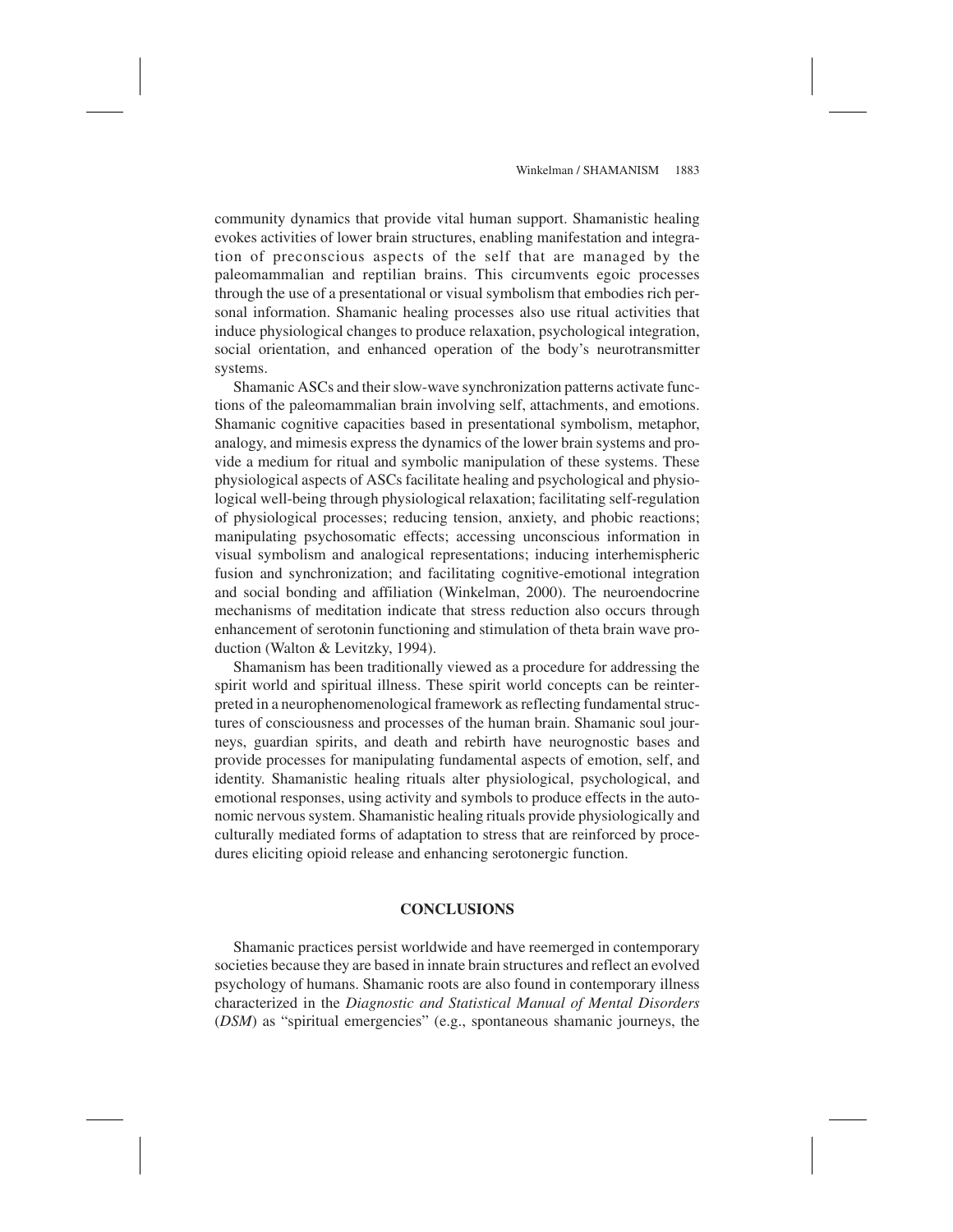community dynamics that provide vital human support. Shamanistic healing evokes activities of lower brain structures, enabling manifestation and integration of preconscious aspects of the self that are managed by the paleomammalian and reptilian brains. This circumvents egoic processes through the use of a presentational or visual symbolism that embodies rich personal information. Shamanic healing processes also use ritual activities that induce physiological changes to produce relaxation, psychological integration, social orientation, and enhanced operation of the body's neurotransmitter systems.

Shamanic ASCs and their slow-wave synchronization patterns activate functions of the paleomammalian brain involving self, attachments, and emotions. Shamanic cognitive capacities based in presentational symbolism, metaphor, analogy, and mimesis express the dynamics of the lower brain systems and provide a medium for ritual and symbolic manipulation of these systems. These physiological aspects of ASCs facilitate healing and psychological and physiological well-being through physiological relaxation; facilitating self-regulation of physiological processes; reducing tension, anxiety, and phobic reactions; manipulating psychosomatic effects; accessing unconscious information in visual symbolism and analogical representations; inducing interhemispheric fusion and synchronization; and facilitating cognitive-emotional integration and social bonding and affiliation (Winkelman, 2000). The neuroendocrine mechanisms of meditation indicate that stress reduction also occurs through enhancement of serotonin functioning and stimulation of theta brain wave production (Walton & Levitzky, 1994).

Shamanism has been traditionally viewed as a procedure for addressing the spirit world and spiritual illness. These spirit world concepts can be reinterpreted in a neurophenomenological framework as reflecting fundamental structures of consciousness and processes of the human brain. Shamanic soul journeys, guardian spirits, and death and rebirth have neurognostic bases and provide processes for manipulating fundamental aspects of emotion, self, and identity. Shamanistic healing rituals alter physiological, psychological, and emotional responses, using activity and symbols to produce effects in the autonomic nervous system. Shamanistic healing rituals provide physiologically and culturally mediated forms of adaptation to stress that are reinforced by procedures eliciting opioid release and enhancing serotonergic function.

## CONCLUSIONS

Shamanic practices persist worldwide and have reemerged in contemporary societies because they are based in innate brain structures and reflect an evolved psychology of humans. Shamanic roots are also found in contemporary illness characterized in the *Diagnostic and Statistical Manual of Mental Disorders* (*DSM*) as "spiritual emergencies" (e.g., spontaneous shamanic journeys, the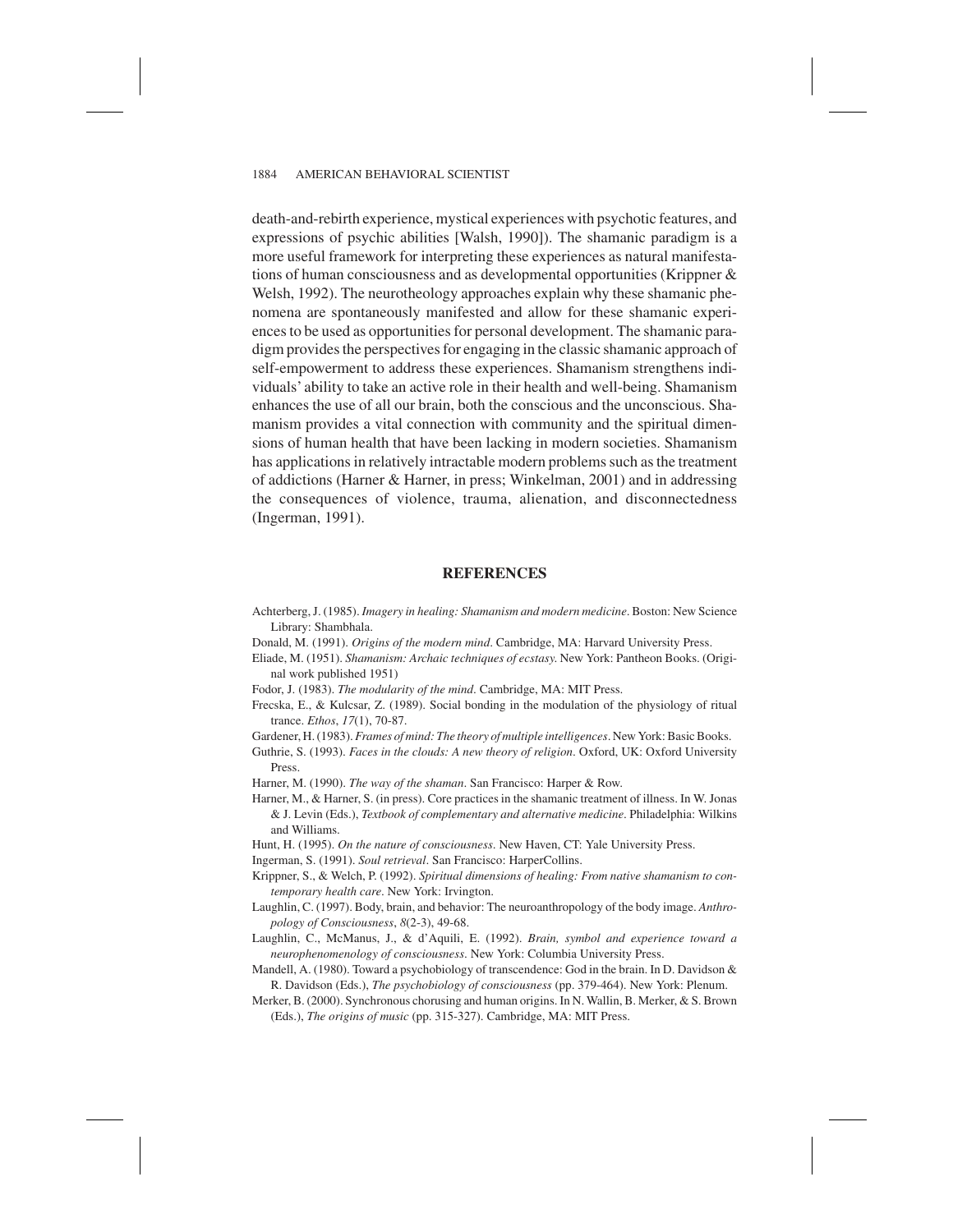death-and-rebirth experience, mystical experiences with psychotic features, and expressions of psychic abilities [Walsh, 1990]). The shamanic paradigm is a more useful framework for interpreting these experiences as natural manifestations of human consciousness and as developmental opportunities (Krippner & Welsh, 1992). The neurotheology approaches explain why these shamanic phenomena are spontaneously manifested and allow for these shamanic experiences to be used as opportunities for personal development. The shamanic paradigm provides the perspectives for engaging in the classic shamanic approach of self-empowerment to address these experiences. Shamanism strengthens individuals' ability to take an active role in their health and well-being. Shamanism enhances the use of all our brain, both the conscious and the unconscious. Shamanism provides a vital connection with community and the spiritual dimensions of human health that have been lacking in modern societies. Shamanism has applications in relatively intractable modern problems such as the treatment of addictions (Harner & Harner, in press; Winkelman, 2001) and in addressing the consequences of violence, trauma, alienation, and disconnectedness (Ingerman, 1991).

## REFERENCES

Achterberg, J. (1985). *Imagery in healing: Shamanism and modern medicine*. Boston: New Science Library: Shambhala.

Donald, M. (1991). *Origins of the modern mind*. Cambridge, MA: Harvard University Press.

Eliade, M. (1951). *Shamanism: Archaic techniques of ecstasy.* New York: Pantheon Books. (Original work published 1951)

Fodor, J. (1983). *The modularity of the mind*. Cambridge, MA: MIT Press.

Frecska, E., & Kulcsar, Z. (1989). Social bonding in the modulation of the physiology of ritual trance. *Ethos*, *17*(1), 70-87.

Gardener, H. (1983). *Frames of mind: The theory of multiple intelligences*. New York: Basic Books.

Guthrie, S. (1993). *Faces in the clouds: A new theory of religion*. Oxford, UK: Oxford University Press.

Harner, M. (1990). *The way of the shaman*. San Francisco: Harper & Row.

Harner, M., & Harner, S. (in press). Core practices in the shamanic treatment of illness. In W. Jonas & J. Levin (Eds.), *Textbook of complementary and alternative medicine*. Philadelphia: Wilkins and Williams.

Hunt, H. (1995). *On the nature of consciousness*. New Haven, CT: Yale University Press.

Ingerman, S. (1991). *Soul retrieval*. San Francisco: HarperCollins.

Krippner, S., & Welch, P. (1992). *Spiritual dimensions of healing: From native shamanism to contemporary health care*. New York: Irvington.

Laughlin, C. (1997). Body, brain, and behavior: The neuroanthropology of the body image. *Anthropology of Consciousness*, *8*(2-3), 49-68.

Laughlin, C., McManus, J., & d'Aquili, E. (1992). *Brain, symbol and experience toward a neurophenomenology of consciousness*. New York: Columbia University Press.

Mandell, A. (1980). Toward a psychobiology of transcendence: God in the brain. In D. Davidson & R. Davidson (Eds.), *The psychobiology of consciousness* (pp. 379-464). New York: Plenum.

Merker, B. (2000). Synchronous chorusing and human origins. In N. Wallin, B. Merker, & S. Brown (Eds.), *The origins of music* (pp. 315-327). Cambridge, MA: MIT Press.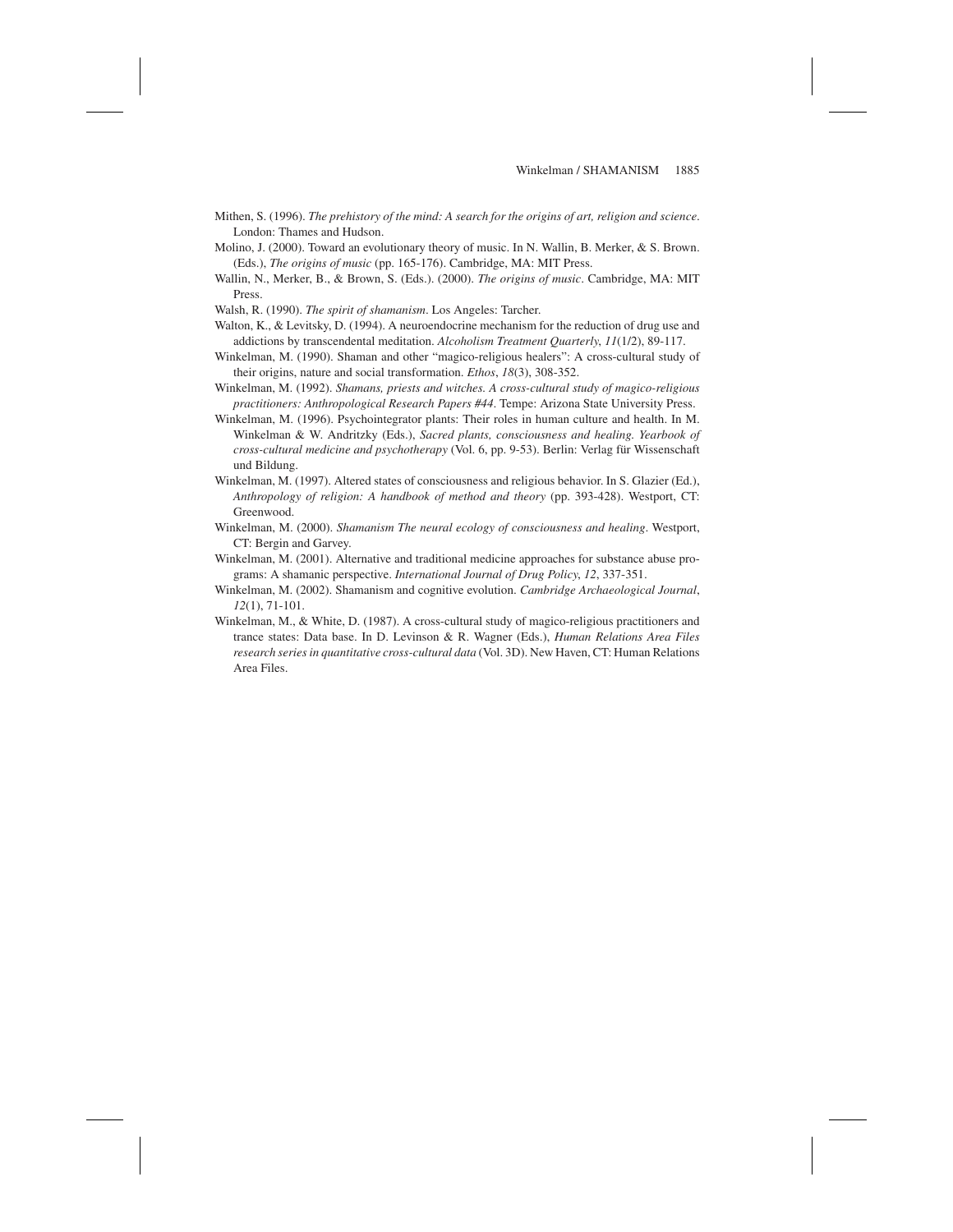Mithen, S. (1996). *The prehistory of the mind: A search for the origins of art, religion and science*. London: Thames and Hudson.

Molino, J. (2000). Toward an evolutionary theory of music. In N. Wallin, B. Merker, & S. Brown. (Eds.), *The origins of music* (pp. 165-176). Cambridge, MA: MIT Press.

Wallin, N., Merker, B., & Brown, S. (Eds.). (2000). *The origins of music*. Cambridge, MA: MIT Press.

Walsh, R. (1990). *The spirit of shamanism*. Los Angeles: Tarcher.

Walton, K., & Levitsky, D. (1994). A neuroendocrine mechanism for the reduction of drug use and addictions by transcendental meditation. *Alcoholism Treatment Quarterly*, *11*(1/2), 89-117.

Winkelman, M. (1990). Shaman and other "magico-religious healers": A cross-cultural study of their origins, nature and social transformation. *Ethos*, *18*(3), 308-352.

Winkelman, M. (1992). *Shamans, priests and witches. A cross-cultural study of magico-religious practitioners: Anthropological Research Papers #44*. Tempe: Arizona State University Press.

Winkelman, M. (1996). Psychointegrator plants: Their roles in human culture and health. In M. Winkelman & W. Andritzky (Eds.), *Sacred plants, consciousness and healing. Yearbook of cross-cultural medicine and psychotherapy* (Vol. 6, pp. 9-53). Berlin: Verlag für Wissenschaft und Bildung.

Winkelman, M. (1997). Altered states of consciousness and religious behavior. In S. Glazier (Ed.), *Anthropology of religion: A handbook of method and theory* (pp. 393-428). Westport, CT: Greenwood.

Winkelman, M. (2000). *Shamanism The neural ecology of consciousness and healing*. Westport, CT: Bergin and Garvey.

Winkelman, M. (2001). Alternative and traditional medicine approaches for substance abuse programs: A shamanic perspective. *International Journal of Drug Policy*, *12*, 337-351.

Winkelman, M. (2002). Shamanism and cognitive evolution. *Cambridge Archaeological Journal*, *12*(1), 71-101.

Winkelman, M., & White, D. (1987). A cross-cultural study of magico-religious practitioners and trance states: Data base. In D. Levinson & R. Wagner (Eds.), *Human Relations Area Files research series in quantitative cross-cultural data* (Vol. 3D). New Haven, CT: Human Relations Area Files.